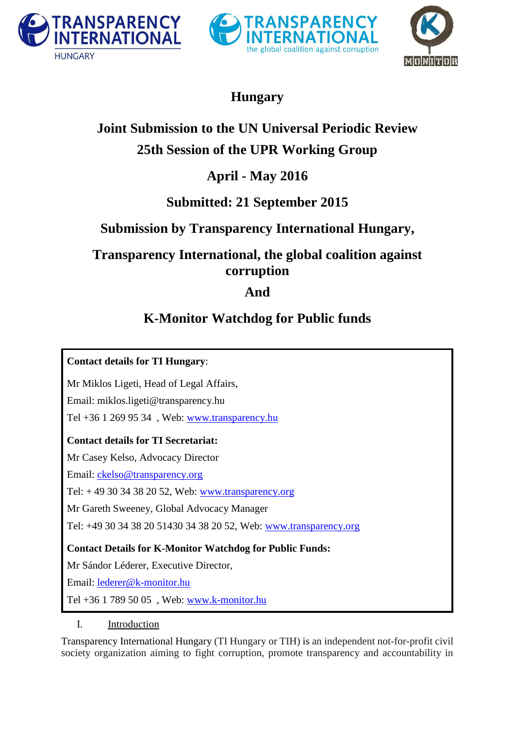# Hungary

## Joint Submission to the UN Universal Periodic Review

## 25th Session of the UPR Working Group

## April - May 2016

## Submitted: 21 September 2015

## Submission by Transparency International Hungary,

## Transparency International, the global coalition against corruption

## And

## K-Monitor Watchdog for Public funds

**Contact details for TI Hungary**:

Mr Miklos Ligeti, Head of Legal Affairs,

Email: miklos.ligeti@transparency.hu

Tel +36 1 269 95 34 , Web: www.transparency.hu

**Contact details for TI Secretariat:**

Mr Casey Kelso, Advocacy Director

Email: ckelso@transparency.org

Tel: + 49 30 34 38 20 52, Web: www.transparency.org

Mr Gareth Sweeney, Global Advocacy Manager

Tel: +49 30 34 38 20 51430 34 38 20 52, Web: www.transparency.org

**Contact Details for K-Monitor Watchdog for Public Funds:**

Mr Sándor Léderer, Executive Director,

Email: lederer@k-monitor.hu

Tel +36 1 789 50 05 , Web: www.k-monitor.hu

I. Introduction

Transparency International Hungary (TI Hungary or TIH) is an independent not-for-profit civil society organization aiming to fight corruption, promote transparency and accountability in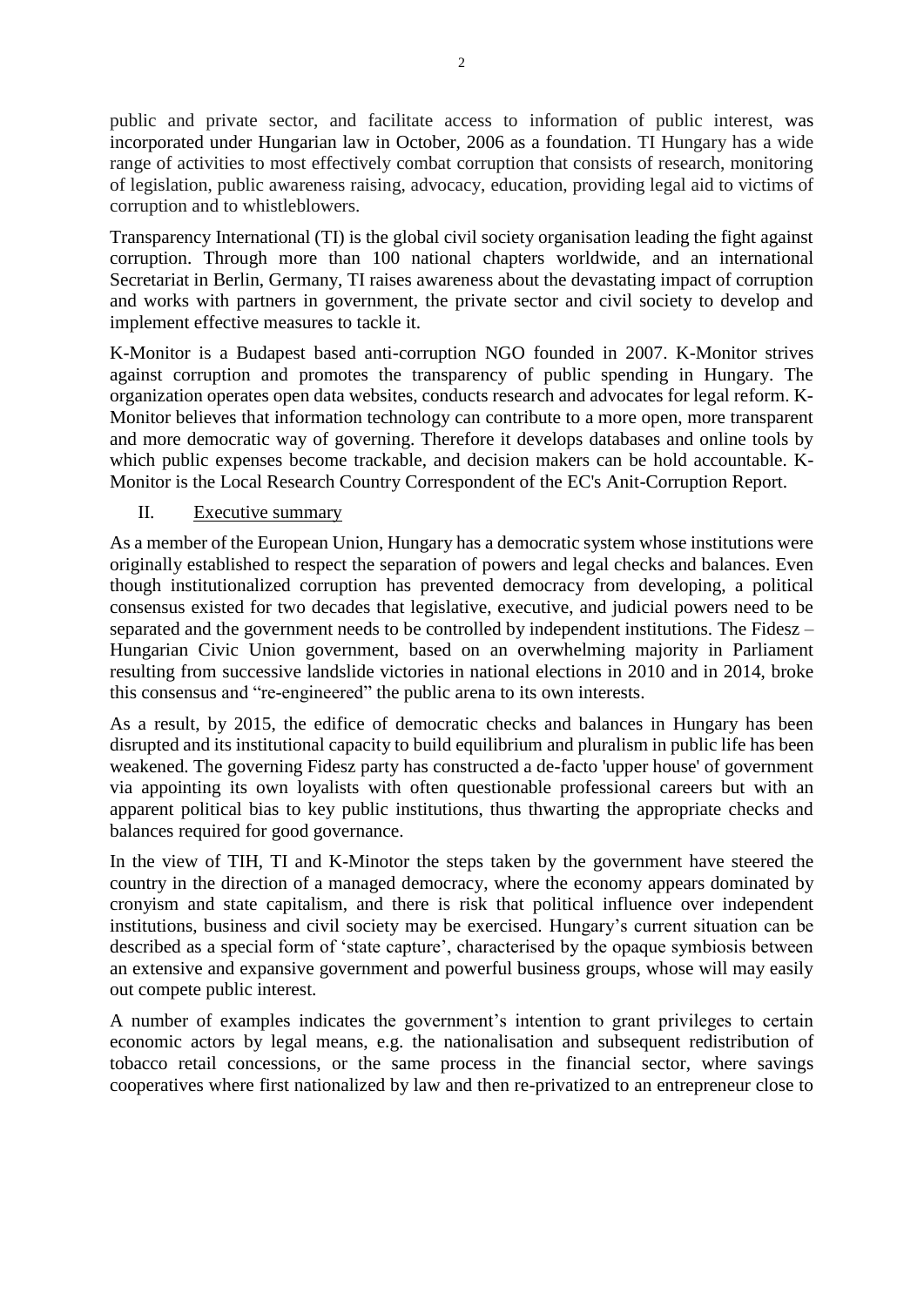public and private sector, and facilitate access to information of public interest, was incorporated under Hungarian law in October, 2006 as a foundation. TI Hungary has a wide range of activities to most effectively combat corruption that consists of research, monitoring of legislation, public awareness raising, advocacy, education, providing legal aid to victims of corruption and to whistleblowers.

Transparency International (TI) is the global civil society organisation leading the fight against corruption. Through more than 100 national chapters worldwide, and an international Secretariat in Berlin, Germany, TI raises awareness about the devastating impact of corruption and works with partners in government, the private sector and civil society to develop and implement effective measures to tackle it.

K-Monitor is a Budapest based anti-corruption NGO founded in 2007. K-Monitor strives against corruption and promotes the transparency of public spending in Hungary. The organization operates open data websites, conducts research and advocates for legal reform. K-Monitor believes that information technology can contribute to a more open, more transparent and more democratic way of governing. Therefore it develops databases and online tools by which public expenses become trackable, and decision makers can be hold accountable. K-Monitor is the Local Research Country Correspondent of the EC's Anit-Corruption Report.

## II. Executive summary

As a member of the European Union, Hungary has a democratic system whose institutions were originally established to respect the separation of powers and legal checks and balances. Even though institutionalized corruption has prevented democracy from developing, a political consensus existed for two decades that legislative, executive, and judicial powers need to be separated and the government needs to be controlled by independent institutions. The Fidesz – Hungarian Civic Union government, based on an overwhelming majority in Parliament resulting from successive landslide victories in national elections in 2010 and in 2014, broke this consensus and "re-engineered" the public arena to its own interests.

As a result, by 2015, the edifice of democratic checks and balances in Hungary has been disrupted and its institutional capacity to build equilibrium and pluralism in public life has been weakened. The governing Fidesz party has constructed a de-facto 'upper house' of government via appointing its own loyalists with often questionable professional careers but with an apparent political bias to key public institutions, thus thwarting the appropriate checks and balances required for good governance.

In the view of TIH, TI and K-Minotor the steps taken by the government have steered the country in the direction of a managed democracy, where the economy appears dominated by cronyism and state capitalism, and there is risk that political influence over independent institutions, business and civil society may be exercised. Hungary's current situation can be described as a special form of 'state capture', characterised by the opaque symbiosis between an extensive and expansive government and powerful business groups, whose will may easily out compete public interest.

A number of examples indicates the government's intention to grant privileges to certain economic actors by legal means, e.g. the nationalisation and subsequent redistribution of tobacco retail concessions, or the same process in the financial sector, where savings cooperatives where first nationalized by law and then re-privatized to an entrepreneur close to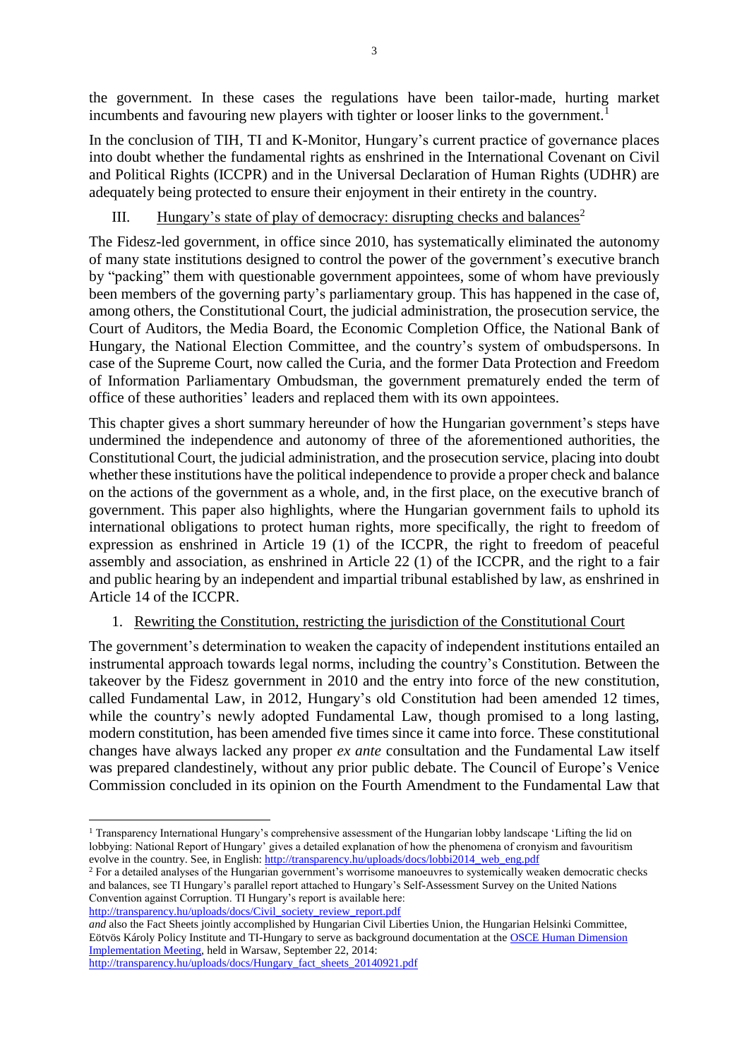the government. In these cases the regulations have been tailor-made, hurting market incumbents and favouring new players with tighter or looser links to the government.[1]

In the conclusion of TIH, TI and K-Monitor, Hungary's current practice of governance places into doubt whether the fundamental rights as enshrined in the International Covenant on Civil and Political Rights (ICCPR) and in the Universal Declaration of Human Rights (UDHR) are adequately being protected to ensure their enjoyment in their entirety in the country.

## III. Hungary's state of play of democracy: disrupting checks and balances[2]

The Fidesz-led government, in office since 2010, has systematically eliminated the autonomy of many state institutions designed to control the power of the government's executive branch by "packing" them with questionable government appointees, some of whom have previously been members of the governing party's parliamentary group. This has happened in the case of, among others, the Constitutional Court, the judicial administration, the prosecution service, the Court of Auditors, the Media Board, the Economic Completion Office, the National Bank of Hungary, the National Election Committee, and the country's system of ombudspersons. In case of the Supreme Court, now called the Curia, and the former Data Protection and Freedom of Information Parliamentary Ombudsman, the government prematurely ended the term of office of these authorities' leaders and replaced them with its own appointees.

This chapter gives a short summary hereunder of how the Hungarian government's steps have undermined the independence and autonomy of three of the aforementioned authorities, the Constitutional Court, the judicial administration, and the prosecution service, placing into doubt whether these institutions have the political independence to provide a proper check and balance on the actions of the government as a whole, and, in the first place, on the executive branch of government. This paper also highlights, where the Hungarian government fails to uphold its international obligations to protect human rights, more specifically, the right to freedom of expression as enshrined in Article 19 (1) of the ICCPR, the right to freedom of peaceful assembly and association, as enshrined in Article 22 (1) of the ICCPR, and the right to a fair and public hearing by an independent and impartial tribunal established by law, as enshrined in Article 14 of the ICCPR.

### 1. Rewriting the Constitution, restricting the jurisdiction of the Constitutional Court

The government's determination to weaken the capacity of independent institutions entailed an instrumental approach towards legal norms, including the country's Constitution. Between the takeover by the Fidesz government in 2010 and the entry into force of the new constitution, called Fundamental Law, in 2012, Hungary's old Constitution had been amended 12 times, while the country's newly adopted Fundamental Law, though promised to a long lasting, modern constitution, has been amended five times since it came into force. These constitutional changes have always lacked any proper *ex ante* consultation and the Fundamental Law itself was prepared clandestinely, without any prior public debate. The Council of Europe's Venice Commission concluded in its opinion on the Fourth Amendment to the Fundamental Law that

---

[1] Transparency International Hungary's comprehensive assessment of the Hungarian lobby landscape 'Lifting the lid on lobbying: National Report of Hungary' gives a detailed explanation of how the phenomena of cronyism and favouritism evolve in the country. See, in English: http://transparency.hu/uploads/docs/lobbi2014_web_eng.pdf

[2] For a detailed analyses of the Hungarian government's worrisome manoeuvres to systemically weaken democratic checks and balances, see TI Hungary's parallel report attached to Hungary's Self-Assessment Survey on the United Nations Convention against Corruption. TI Hungary's report is available here: http://transparency.hu/uploads/docs/Civil_society_review_report.pdf
*and* also the Fact Sheets jointly accomplished by Hungarian Civil Liberties Union, the Hungarian Helsinki Committee, Eötvös Károly Policy Institute and TI-Hungary to serve as background documentation at the OSCE Human Dimension Implementation Meeting, held in Warsaw, September 22, 2014: http://transparency.hu/uploads/docs/Hungary_fact_sheets_20140921.pdf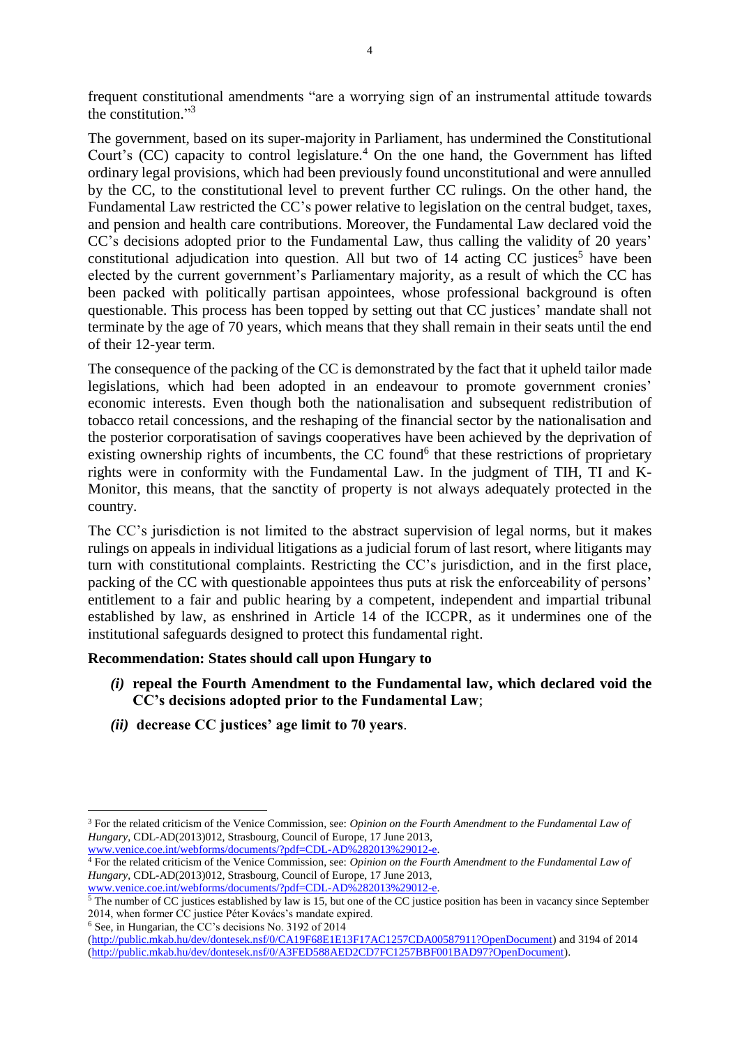frequent constitutional amendments "are a worrying sign of an instrumental attitude towards the constitution."[3]

The government, based on its super-majority in Parliament, has undermined the Constitutional Court's (CC) capacity to control legislature.[4] On the one hand, the Government has lifted ordinary legal provisions, which had been previously found unconstitutional and were annulled by the CC, to the constitutional level to prevent further CC rulings. On the other hand, the Fundamental Law restricted the CC's power relative to legislation on the central budget, taxes, and pension and health care contributions. Moreover, the Fundamental Law declared void the CC's decisions adopted prior to the Fundamental Law, thus calling the validity of 20 years' constitutional adjudication into question. All but two of 14 acting CC justices[5] have been elected by the current government's Parliamentary majority, as a result of which the CC has been packed with politically partisan appointees, whose professional background is often questionable. This process has been topped by setting out that CC justices' mandate shall not terminate by the age of 70 years, which means that they shall remain in their seats until the end of their 12-year term.

The consequence of the packing of the CC is demonstrated by the fact that it upheld tailor made legislations, which had been adopted in an endeavour to promote government cronies' economic interests. Even though both the nationalisation and subsequent redistribution of tobacco retail concessions, and the reshaping of the financial sector by the nationalisation and the posterior corporatisation of savings cooperatives have been achieved by the deprivation of existing ownership rights of incumbents, the CC found[6] that these restrictions of proprietary rights were in conformity with the Fundamental Law. In the judgment of TIH, TI and K-Monitor, this means, that the sanctity of property is not always adequately protected in the country.

The CC's jurisdiction is not limited to the abstract supervision of legal norms, but it makes rulings on appeals in individual litigations as a judicial forum of last resort, where litigants may turn with constitutional complaints. Restricting the CC's jurisdiction, and in the first place, packing of the CC with questionable appointees thus puts at risk the enforceability of persons' entitlement to a fair and public hearing by a competent, independent and impartial tribunal established by law, as enshrined in Article 14 of the ICCPR, as it undermines one of the institutional safeguards designed to protect this fundamental right.

**Recommendation: States should call upon Hungary to**

- ***(i)*** **repeal the Fourth Amendment to the Fundamental law, which declared void the CC's decisions adopted prior to the Fundamental Law**;
- ***(ii)*** **decrease CC justices' age limit to 70 years**.

---

[3] For the related criticism of the Venice Commission, see: *Opinion on the Fourth Amendment to the Fundamental Law of Hungary*, CDL-AD(2013)012, Strasbourg, Council of Europe, 17 June 2013, www.venice.coe.int/webforms/documents/?pdf=CDL-AD%282013%29012-e.

[4] For the related criticism of the Venice Commission, see: *Opinion on the Fourth Amendment to the Fundamental Law of Hungary*, CDL-AD(2013)012, Strasbourg, Council of Europe, 17 June 2013, www.venice.coe.int/webforms/documents/?pdf=CDL-AD%282013%29012-e.

[5] The number of CC justices established by law is 15, but one of the CC justice position has been in vacancy since September 2014, when former CC justice Péter Kovács's mandate expired.

[6] See, in Hungarian, the CC's decisions No. 3192 of 2014 (http://public.mkab.hu/dev/dontesek.nsf/0/CA19F68E1E13F17AC1257CDA00587911?OpenDocument) and 3194 of 2014 (http://public.mkab.hu/dev/dontesek.nsf/0/A3FED588AED2CD7FC1257BBF001BAD97?OpenDocument).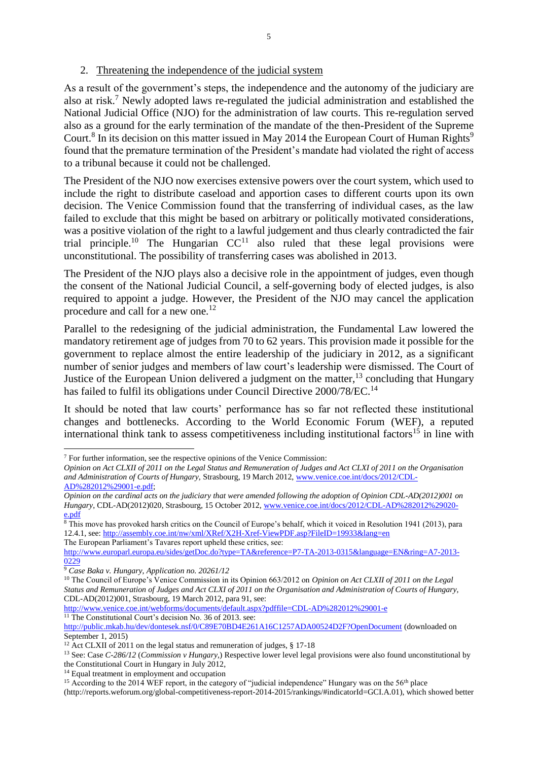2. Threatening the independence of the judicial system

As a result of the government's steps, the independence and the autonomy of the judiciary are also at risk.[7] Newly adopted laws re-regulated the judicial administration and established the National Judicial Office (NJO) for the administration of law courts. This re-regulation served also as a ground for the early termination of the mandate of the then-President of the Supreme Court.[8] In its decision on this matter issued in May 2014 the European Court of Human Rights[9] found that the premature termination of the President's mandate had violated the right of access to a tribunal because it could not be challenged.

The President of the NJO now exercises extensive powers over the court system, which used to include the right to distribute caseload and apportion cases to different courts upon its own decision. The Venice Commission found that the transferring of individual cases, as the law failed to exclude that this might be based on arbitrary or politically motivated considerations, was a positive violation of the right to a lawful judgement and thus clearly contradicted the fair trial principle.[10] The Hungarian CC[11] also ruled that these legal provisions were unconstitutional. The possibility of transferring cases was abolished in 2013.

The President of the NJO plays also a decisive role in the appointment of judges, even though the consent of the National Judicial Council, a self-governing body of elected judges, is also required to appoint a judge. However, the President of the NJO may cancel the application procedure and call for a new one.[12]

Parallel to the redesigning of the judicial administration, the Fundamental Law lowered the mandatory retirement age of judges from 70 to 62 years. This provision made it possible for the government to replace almost the entire leadership of the judiciary in 2012, as a significant number of senior judges and members of law court's leadership were dismissed. The Court of Justice of the European Union delivered a judgment on the matter,[13] concluding that Hungary has failed to fulfil its obligations under Council Directive 2000/78/EC.[14]

It should be noted that law courts' performance has so far not reflected these institutional changes and bottlenecks. According to the World Economic Forum (WEF), a reputed international think tank to assess competitiveness including institutional factors[15] in line with

---

[7] For further information, see the respective opinions of the Venice Commission:
*Opinion on Act CLXII of 2011 on the Legal Status and Remuneration of Judges and Act CLXI of 2011 on the Organisation and Administration of Courts of Hungary,* Strasbourg, 19 March 2012, www.venice.coe.int/docs/2012/CDL-AD%282012%29001-e.pdf;
*Opinion on the cardinal acts on the judiciary that were amended following the adoption of Opinion CDL-AD(2012)001 on Hungary*, CDL-AD(2012)020, Strasbourg, 15 October 2012, www.venice.coe.int/docs/2012/CDL-AD%282012%29020-e.pdf

[8] This move has provoked harsh critics on the Council of Europe's behalf, which it voiced in Resolution 1941 (2013), para 12.4.1, see: http://assembly.coe.int/nw/xml/XRef/X2H-Xref-ViewPDF.asp?FileID=19933&lang=en
The European Parliament's Tavares report upheld these critics, see:
http://www.europarl.europa.eu/sides/getDoc.do?type=TA&reference=P7-TA-2013-0315&language=EN&ring=A7-2013-0229

[9] *Case Baka v. Hungary, Application no. 20261/12*

[10] The Council of Europe's Venice Commission in its Opinion 663/2012 on *Opinion on Act CLXII of 2011 on the Legal Status and Remuneration of Judges and Act CLXI of 2011 on the Organisation and Administration of Courts of Hungary*, CDL-AD(2012)001, Strasbourg, 19 March 2012, para 91, see:
http://www.venice.coe.int/webforms/documents/default.aspx?pdffile=CDL-AD%282012%29001-e

[11] The Constitutional Court's decision No. 36 of 2013. see:
http://public.mkab.hu/dev/dontesek.nsf/0/C89E70BD4E261A16C1257ADA00524D2F?OpenDocument (downloaded on September 1, 2015)

[12] Act CLXII of 2011 on the legal status and remuneration of judges, § 17-18

[13] See: Case *C-286/12* (*Commission v Hungary*,) Respective lower level legal provisions were also found unconstitutional by the Constitutional Court in Hungary in July 2012,

[14] Equal treatment in employment and occupation

[15] According to the 2014 WEF report, in the category of "judicial independence" Hungary was on the 56th place (http://reports.weforum.org/global-competitiveness-report-2014-2015/rankings/#indicatorId=GCI.A.01), which showed better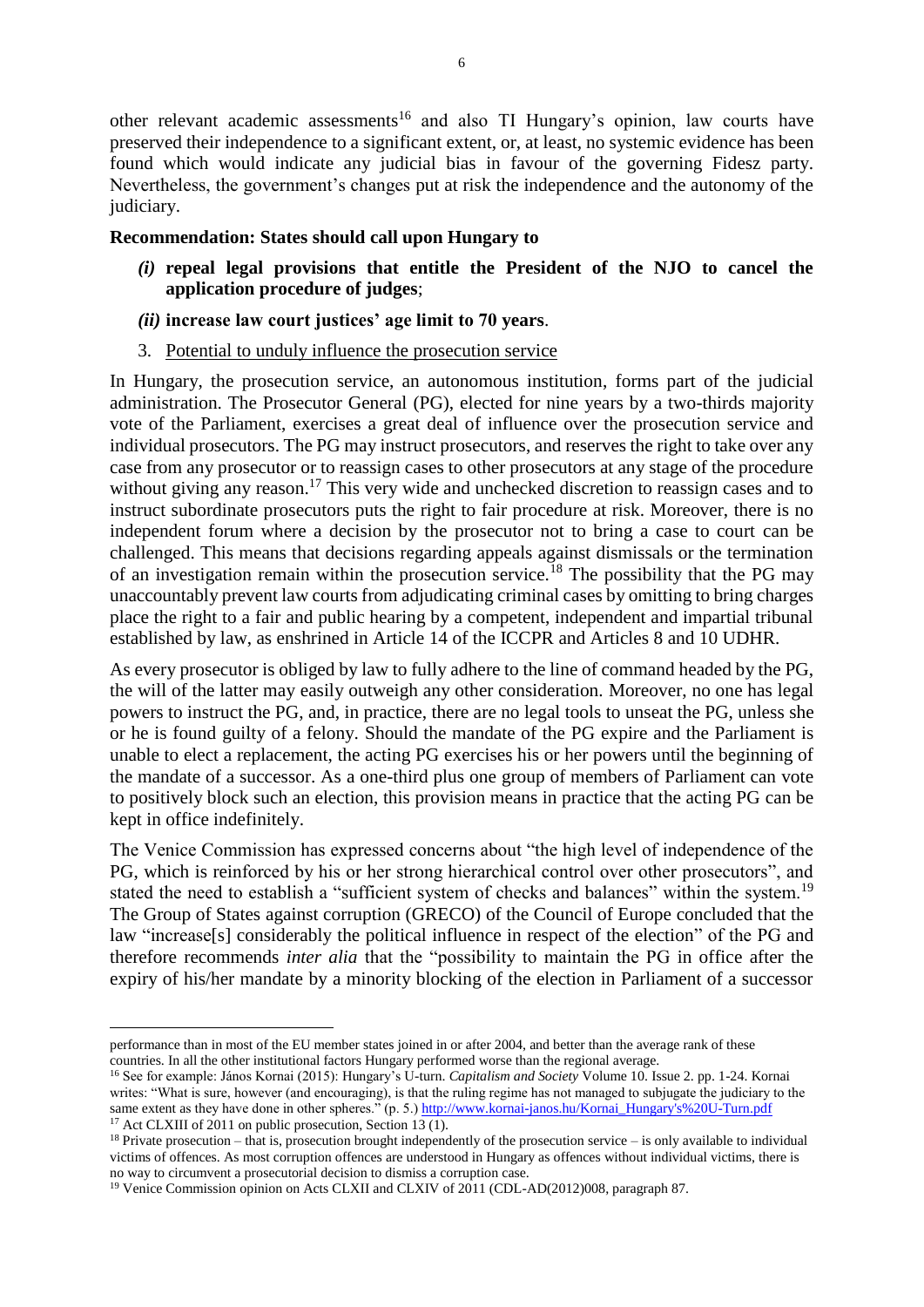other relevant academic assessments[16] and also TI Hungary's opinion, law courts have preserved their independence to a significant extent, or, at least, no systemic evidence has been found which would indicate any judicial bias in favour of the governing Fidesz party. Nevertheless, the government's changes put at risk the independence and the autonomy of the judiciary.

**Recommendation: States should call upon Hungary to**

- ***(i)*** **repeal legal provisions that entitle the President of the NJO to cancel the application procedure of judges**;
- ***(ii)*** **increase law court justices' age limit to 70 years**.

3. Potential to unduly influence the prosecution service

In Hungary, the prosecution service, an autonomous institution, forms part of the judicial administration. The Prosecutor General (PG), elected for nine years by a two-thirds majority vote of the Parliament, exercises a great deal of influence over the prosecution service and individual prosecutors. The PG may instruct prosecutors, and reserves the right to take over any case from any prosecutor or to reassign cases to other prosecutors at any stage of the procedure without giving any reason.[17] This very wide and unchecked discretion to reassign cases and to instruct subordinate prosecutors puts the right to fair procedure at risk. Moreover, there is no independent forum where a decision by the prosecutor not to bring a case to court can be challenged. This means that decisions regarding appeals against dismissals or the termination of an investigation remain within the prosecution service.[18] The possibility that the PG may unaccountably prevent law courts from adjudicating criminal cases by omitting to bring charges place the right to a fair and public hearing by a competent, independent and impartial tribunal established by law, as enshrined in Article 14 of the ICCPR and Articles 8 and 10 UDHR.

As every prosecutor is obliged by law to fully adhere to the line of command headed by the PG, the will of the latter may easily outweigh any other consideration. Moreover, no one has legal powers to instruct the PG, and, in practice, there are no legal tools to unseat the PG, unless she or he is found guilty of a felony. Should the mandate of the PG expire and the Parliament is unable to elect a replacement, the acting PG exercises his or her powers until the beginning of the mandate of a successor. As a one-third plus one group of members of Parliament can vote to positively block such an election, this provision means in practice that the acting PG can be kept in office indefinitely.

The Venice Commission has expressed concerns about "the high level of independence of the PG, which is reinforced by his or her strong hierarchical control over other prosecutors", and stated the need to establish a "sufficient system of checks and balances" within the system.[19] The Group of States against corruption (GRECO) of the Council of Europe concluded that the law "increase[s] considerably the political influence in respect of the election" of the PG and therefore recommends *inter alia* that the "possibility to maintain the PG in office after the expiry of his/her mandate by a minority blocking of the election in Parliament of a successor

---

performance than in most of the EU member states joined in or after 2004, and better than the average rank of these countries. In all the other institutional factors Hungary performed worse than the regional average.

[16] See for example: János Kornai (2015): Hungary's U-turn. *Capitalism and Society* Volume 10. Issue 2. pp. 1-24. Kornai writes: "What is sure, however (and encouraging), is that the ruling regime has not managed to subjugate the judiciary to the same extent as they have done in other spheres." (p. 5.) http://www.kornai-janos.hu/Kornai_Hungary's%20U-Turn.pdf

[17] Act CLXIII of 2011 on public prosecution, Section 13 (1).

[18] Private prosecution – that is, prosecution brought independently of the prosecution service – is only available to individual victims of offences. As most corruption offences are understood in Hungary as offences without individual victims, there is no way to circumvent a prosecutorial decision to dismiss a corruption case.

[19] Venice Commission opinion on Acts CLXII and CLXIV of 2011 (CDL-AD(2012)008, paragraph 87.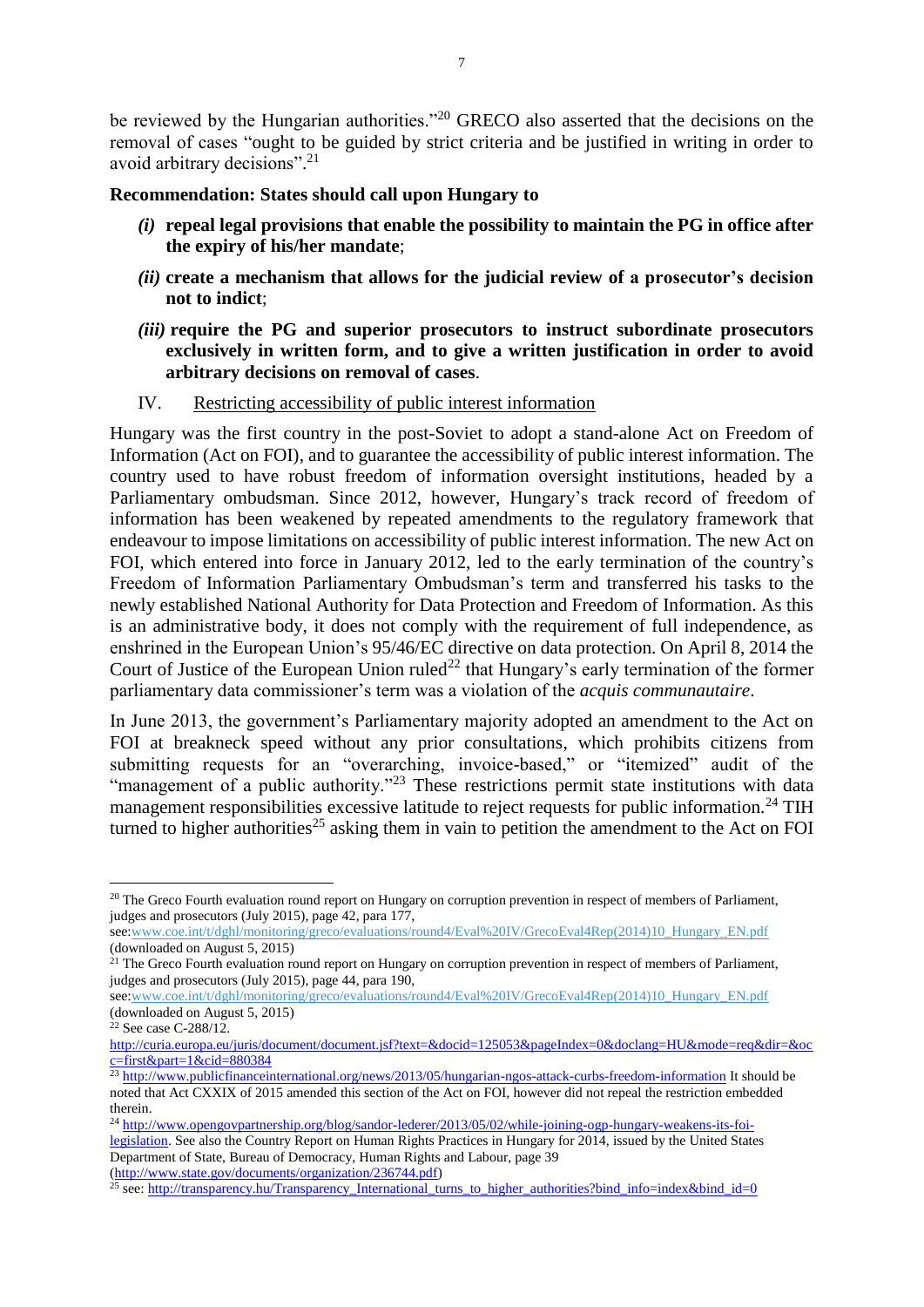be reviewed by the Hungarian authorities."[20] GRECO also asserted that the decisions on the removal of cases "ought to be guided by strict criteria and be justified in writing in order to avoid arbitrary decisions".[21]

**Recommendation: States should call upon Hungary to**

- ***(i)*** **repeal legal provisions that enable the possibility to maintain the PG in office after the expiry of his/her mandate**;
- ***(ii)*** **create a mechanism that allows for the judicial review of a prosecutor's decision not to indict**;
- ***(iii)*** **require the PG and superior prosecutors to instruct subordinate prosecutors exclusively in written form, and to give a written justification in order to avoid arbitrary decisions on removal of cases**.

## IV. Restricting accessibility of public interest information

Hungary was the first country in the post-Soviet to adopt a stand-alone Act on Freedom of Information (Act on FOI), and to guarantee the accessibility of public interest information. The country used to have robust freedom of information oversight institutions, headed by a Parliamentary ombudsman. Since 2012, however, Hungary's track record of freedom of information has been weakened by repeated amendments to the regulatory framework that endeavour to impose limitations on accessibility of public interest information. The new Act on FOI, which entered into force in January 2012, led to the early termination of the country's Freedom of Information Parliamentary Ombudsman's term and transferred his tasks to the newly established National Authority for Data Protection and Freedom of Information. As this is an administrative body, it does not comply with the requirement of full independence, as enshrined in the European Union's 95/46/EC directive on data protection. On April 8, 2014 the Court of Justice of the European Union ruled[22] that Hungary's early termination of the former parliamentary data commissioner's term was a violation of the *acquis communautaire*.

In June 2013, the government's Parliamentary majority adopted an amendment to the Act on FOI at breakneck speed without any prior consultations, which prohibits citizens from submitting requests for an "overarching, invoice-based," or "itemized" audit of the "management of a public authority."[23] These restrictions permit state institutions with data management responsibilities excessive latitude to reject requests for public information.[24] TIH turned to higher authorities[25] asking them in vain to petition the amendment to the Act on FOI

---

[20] The Greco Fourth evaluation round report on Hungary on corruption prevention in respect of members of Parliament, judges and prosecutors (July 2015), page 42, para 177, see:www.coe.int/t/dghl/monitoring/greco/evaluations/round4/Eval%20IV/GrecoEval4Rep(2014)10_Hungary_EN.pdf (downloaded on August 5, 2015)

[21] The Greco Fourth evaluation round report on Hungary on corruption prevention in respect of members of Parliament, judges and prosecutors (July 2015), page 44, para 190, see:www.coe.int/t/dghl/monitoring/greco/evaluations/round4/Eval%20IV/GrecoEval4Rep(2014)10_Hungary_EN.pdf (downloaded on August 5, 2015)

[22] See case C-288/12. http://curia.europa.eu/juris/document/document.jsf?text=&docid=125053&pageIndex=0&doclang=HU&mode=req&dir=&occ=first&part=1&cid=880384

[23] http://www.publicfinanceinternational.org/news/2013/05/hungarian-ngos-attack-curbs-freedom-information It should be noted that Act CXXIX of 2015 amended this section of the Act on FOI, however did not repeal the restriction embedded therein.

[24] http://www.opengovpartnership.org/blog/sandor-lederer/2013/05/02/while-joining-ogp-hungary-weakens-its-foi-legislation. See also the Country Report on Human Rights Practices in Hungary for 2014, issued by the United States Department of State, Bureau of Democracy, Human Rights and Labour, page 39 (http://www.state.gov/documents/organization/236744.pdf)

[25] see: http://transparency.hu/Transparency_International_turns_to_higher_authorities?bind_info=index&bind_id=0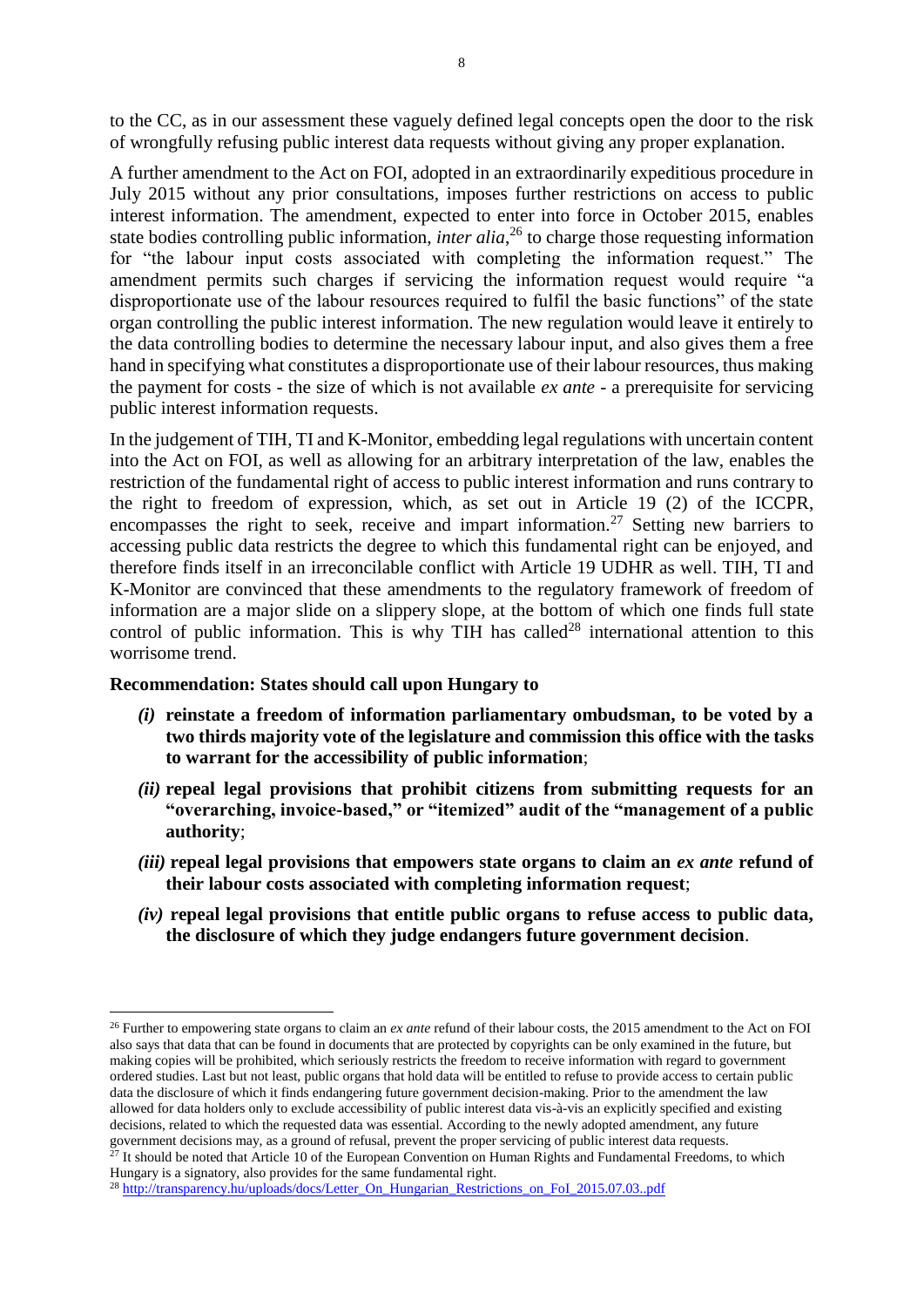to the CC, as in our assessment these vaguely defined legal concepts open the door to the risk of wrongfully refusing public interest data requests without giving any proper explanation.

A further amendment to the Act on FOI, adopted in an extraordinarily expeditious procedure in July 2015 without any prior consultations, imposes further restrictions on access to public interest information. The amendment, expected to enter into force in October 2015, enables state bodies controlling public information, *inter alia*,[26] to charge those requesting information for "the labour input costs associated with completing the information request." The amendment permits such charges if servicing the information request would require "a disproportionate use of the labour resources required to fulfil the basic functions" of the state organ controlling the public interest information. The new regulation would leave it entirely to the data controlling bodies to determine the necessary labour input, and also gives them a free hand in specifying what constitutes a disproportionate use of their labour resources, thus making the payment for costs - the size of which is not available *ex ante* - a prerequisite for servicing public interest information requests.

In the judgement of TIH, TI and K-Monitor, embedding legal regulations with uncertain content into the Act on FOI, as well as allowing for an arbitrary interpretation of the law, enables the restriction of the fundamental right of access to public interest information and runs contrary to the right to freedom of expression, which, as set out in Article 19 (2) of the ICCPR, encompasses the right to seek, receive and impart information.[27] Setting new barriers to accessing public data restricts the degree to which this fundamental right can be enjoyed, and therefore finds itself in an irreconcilable conflict with Article 19 UDHR as well. TIH, TI and K-Monitor are convinced that these amendments to the regulatory framework of freedom of information are a major slide on a slippery slope, at the bottom of which one finds full state control of public information. This is why TIH has called[28] international attention to this worrisome trend.

**Recommendation: States should call upon Hungary to**

- ***(i)*** **reinstate a freedom of information parliamentary ombudsman, to be voted by a two thirds majority vote of the legislature and commission this office with the tasks to warrant for the accessibility of public information**;
- ***(ii)*** **repeal legal provisions that prohibit citizens from submitting requests for an "overarching, invoice-based," or "itemized" audit of the "management of a public authority**;
- ***(iii)*** **repeal legal provisions that empowers state organs to claim an *ex ante* refund of their labour costs associated with completing information request**;
- ***(iv)*** **repeal legal provisions that entitle public organs to refuse access to public data, the disclosure of which they judge endangers future government decision**.

---

[26] Further to empowering state organs to claim an *ex ante* refund of their labour costs, the 2015 amendment to the Act on FOI also says that data that can be found in documents that are protected by copyrights can be only examined in the future, but making copies will be prohibited, which seriously restricts the freedom to receive information with regard to government ordered studies. Last but not least, public organs that hold data will be entitled to refuse to provide access to certain public data the disclosure of which it finds endangering future government decision-making. Prior to the amendment the law allowed for data holders only to exclude accessibility of public interest data vis-à-vis an explicitly specified and existing decisions, related to which the requested data was essential. According to the newly adopted amendment, any future government decisions may, as a ground of refusal, prevent the proper servicing of public interest data requests.

[27] It should be noted that Article 10 of the European Convention on Human Rights and Fundamental Freedoms, to which Hungary is a signatory, also provides for the same fundamental right.

[28] http://transparency.hu/uploads/docs/Letter_On_Hungarian_Restrictions_on_FoI_2015.07.03..pdf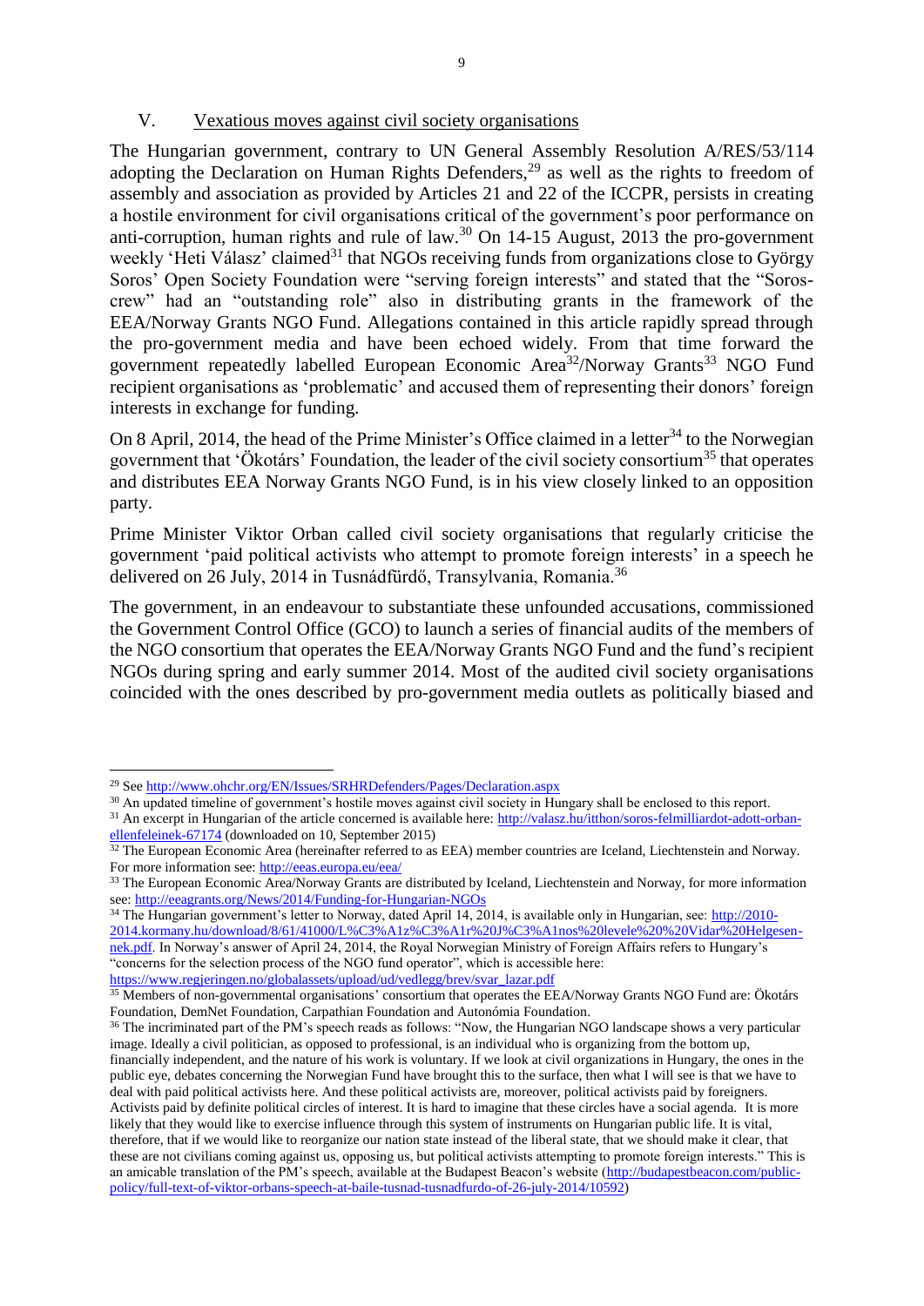## V. Vexatious moves against civil society organisations

The Hungarian government, contrary to UN General Assembly Resolution A/RES/53/114 adopting the Declaration on Human Rights Defenders,[29] as well as the rights to freedom of assembly and association as provided by Articles 21 and 22 of the ICCPR, persists in creating a hostile environment for civil organisations critical of the government's poor performance on anti-corruption, human rights and rule of law.[30] On 14-15 August, 2013 the pro-government weekly 'Heti Válasz' claimed[31] that NGOs receiving funds from organizations close to György Soros' Open Society Foundation were "serving foreign interests" and stated that the "Soros-crew" had an "outstanding role" also in distributing grants in the framework of the EEA/Norway Grants NGO Fund. Allegations contained in this article rapidly spread through the pro-government media and have been echoed widely. From that time forward the government repeatedly labelled European Economic Area[32]/Norway Grants[33] NGO Fund recipient organisations as 'problematic' and accused them of representing their donors' foreign interests in exchange for funding.

On 8 April, 2014, the head of the Prime Minister's Office claimed in a letter[34] to the Norwegian government that 'Ökotárs' Foundation, the leader of the civil society consortium[35] that operates and distributes EEA Norway Grants NGO Fund, is in his view closely linked to an opposition party.

Prime Minister Viktor Orban called civil society organisations that regularly criticise the government 'paid political activists who attempt to promote foreign interests' in a speech he delivered on 26 July, 2014 in Tusnádfürdő, Transylvania, Romania.[36]

The government, in an endeavour to substantiate these unfounded accusations, commissioned the Government Control Office (GCO) to launch a series of financial audits of the members of the NGO consortium that operates the EEA/Norway Grants NGO Fund and the fund's recipient NGOs during spring and early summer 2014. Most of the audited civil society organisations coincided with the ones described by pro-government media outlets as politically biased and

---

[29] See http://www.ohchr.org/EN/Issues/SRHRDefenders/Pages/Declaration.aspx

[30] An updated timeline of government's hostile moves against civil society in Hungary shall be enclosed to this report.

[31] An excerpt in Hungarian of the article concerned is available here: http://valasz.hu/itthon/soros-felmilliardot-adott-orban-ellenfeleinek-67174 (downloaded on 10, September 2015)

[32] The European Economic Area (hereinafter referred to as EEA) member countries are Iceland, Liechtenstein and Norway. For more information see: http://eeas.europa.eu/eea/

[33] The European Economic Area/Norway Grants are distributed by Iceland, Liechtenstein and Norway, for more information see: http://eeagrants.org/News/2014/Funding-for-Hungarian-NGOs

[34] The Hungarian government's letter to Norway, dated April 14, 2014, is available only in Hungarian, see: http://2010-2014.kormany.hu/download/8/61/41000/L%C3%A1z%C3%A1r%20J%C3%A1nos%20levele%20%20Vidar%20Helgesen-nek.pdf. In Norway's answer of April 24, 2014, the Royal Norwegian Ministry of Foreign Affairs refers to Hungary's "concerns for the selection process of the NGO fund operator", which is accessible here: https://www.regjeringen.no/globalassets/upload/ud/vedlegg/brev/svar_lazar.pdf

[35] Members of non-governmental organisations' consortium that operates the EEA/Norway Grants NGO Fund are: Ökotárs Foundation, DemNet Foundation, Carpathian Foundation and Autonómia Foundation.

[36] The incriminated part of the PM's speech reads as follows: "Now, the Hungarian NGO landscape shows a very particular image. Ideally a civil politician, as opposed to professional, is an individual who is organizing from the bottom up, financially independent, and the nature of his work is voluntary. If we look at civil organizations in Hungary, the ones in the public eye, debates concerning the Norwegian Fund have brought this to the surface, then what I will see is that we have to deal with paid political activists here. And these political activists are, moreover, political activists paid by foreigners. Activists paid by definite political circles of interest. It is hard to imagine that these circles have a social agenda. It is more likely that they would like to exercise influence through this system of instruments on Hungarian public life. It is vital, therefore, that if we would like to reorganize our nation state instead of the liberal state, that we should make it clear, that these are not civilians coming against us, opposing us, but political activists attempting to promote foreign interests." This is an amicable translation of the PM's speech, available at the Budapest Beacon's website (http://budapestbeacon.com/public-policy/full-text-of-viktor-orbans-speech-at-baile-tusnad-tusnadfurdo-of-26-july-2014/10592)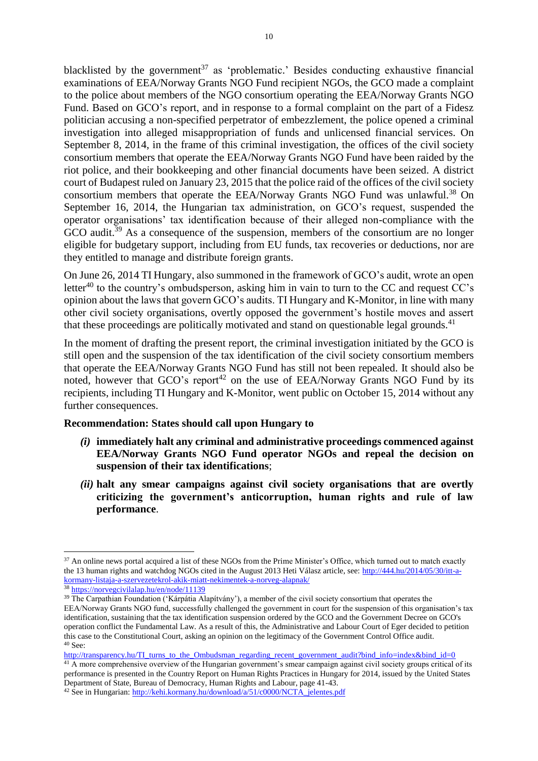blacklisted by the government[37] as 'problematic.' Besides conducting exhaustive financial examinations of EEA/Norway Grants NGO Fund recipient NGOs, the GCO made a complaint to the police about members of the NGO consortium operating the EEA/Norway Grants NGO Fund. Based on GCO's report, and in response to a formal complaint on the part of a Fidesz politician accusing a non-specified perpetrator of embezzlement, the police opened a criminal investigation into alleged misappropriation of funds and unlicensed financial services. On September 8, 2014, in the frame of this criminal investigation, the offices of the civil society consortium members that operate the EEA/Norway Grants NGO Fund have been raided by the riot police, and their bookkeeping and other financial documents have been seized. A district court of Budapest ruled on January 23, 2015 that the police raid of the offices of the civil society consortium members that operate the EEA/Norway Grants NGO Fund was unlawful.[38] On September 16, 2014, the Hungarian tax administration, on GCO's request, suspended the operator organisations' tax identification because of their alleged non-compliance with the GCO audit.[39] As a consequence of the suspension, members of the consortium are no longer eligible for budgetary support, including from EU funds, tax recoveries or deductions, nor are they entitled to manage and distribute foreign grants.

On June 26, 2014 TI Hungary, also summoned in the framework of GCO's audit, wrote an open letter[40] to the country's ombudsperson, asking him in vain to turn to the CC and request CC's opinion about the laws that govern GCO's audits. TI Hungary and K-Monitor, in line with many other civil society organisations, overtly opposed the government's hostile moves and assert that these proceedings are politically motivated and stand on questionable legal grounds.[41]

In the moment of drafting the present report, the criminal investigation initiated by the GCO is still open and the suspension of the tax identification of the civil society consortium members that operate the EEA/Norway Grants NGO Fund has still not been repealed. It should also be noted, however that GCO's report[42] on the use of EEA/Norway Grants NGO Fund by its recipients, including TI Hungary and K-Monitor, went public on October 15, 2014 without any further consequences.

**Recommendation: States should call upon Hungary to**

- ***(i)*** **immediately halt any criminal and administrative proceedings commenced against EEA/Norway Grants NGO Fund operator NGOs and repeal the decision on suspension of their tax identifications**;
- ***(ii)*** **halt any smear campaigns against civil society organisations that are overtly criticizing the government's anticorruption, human rights and rule of law performance**.

---

[37] An online news portal acquired a list of these NGOs from the Prime Minister's Office, which turned out to match exactly the 13 human rights and watchdog NGOs cited in the August 2013 Heti Válasz article, see: http://444.hu/2014/05/30/itt-a-kormany-listaja-a-szervezetekrol-akik-miatt-nekimentek-a-norveg-alapnak/

[38] https://norvegcivilalap.hu/en/node/11139

[39] The Carpathian Foundation ('Kárpátia Alapítvány'), a member of the civil society consortium that operates the EEA/Norway Grants NGO fund, successfully challenged the government in court for the suspension of this organisation's tax identification, sustaining that the tax identification suspension ordered by the GCO and the Government Decree on GCO's operation conflict the Fundamental Law. As a result of this, the Administrative and Labour Court of Eger decided to petition this case to the Constitutional Court, asking an opinion on the legitimacy of the Government Control Office audit.

[40] See: http://transparency.hu/TI_turns_to_the_Ombudsman_regarding_recent_government_audit?bind_info=index&bind_id=0

[41] A more comprehensive overview of the Hungarian government's smear campaign against civil society groups critical of its performance is presented in the Country Report on Human Rights Practices in Hungary for 2014, issued by the United States Department of State, Bureau of Democracy, Human Rights and Labour, page 41-43.

[42] See in Hungarian: http://kehi.kormany.hu/download/a/51/c0000/NCTA_jelentes.pdf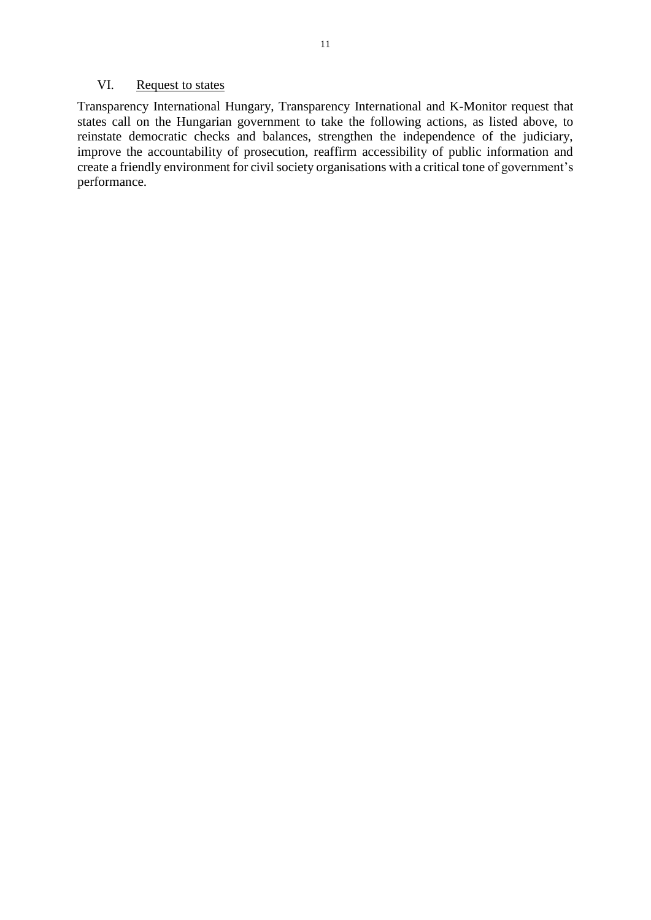## VI. Request to states

Transparency International Hungary, Transparency International and K-Monitor request that states call on the Hungarian government to take the following actions, as listed above, to reinstate democratic checks and balances, strengthen the independence of the judiciary, improve the accountability of prosecution, reaffirm accessibility of public information and create a friendly environment for civil society organisations with a critical tone of government's performance.